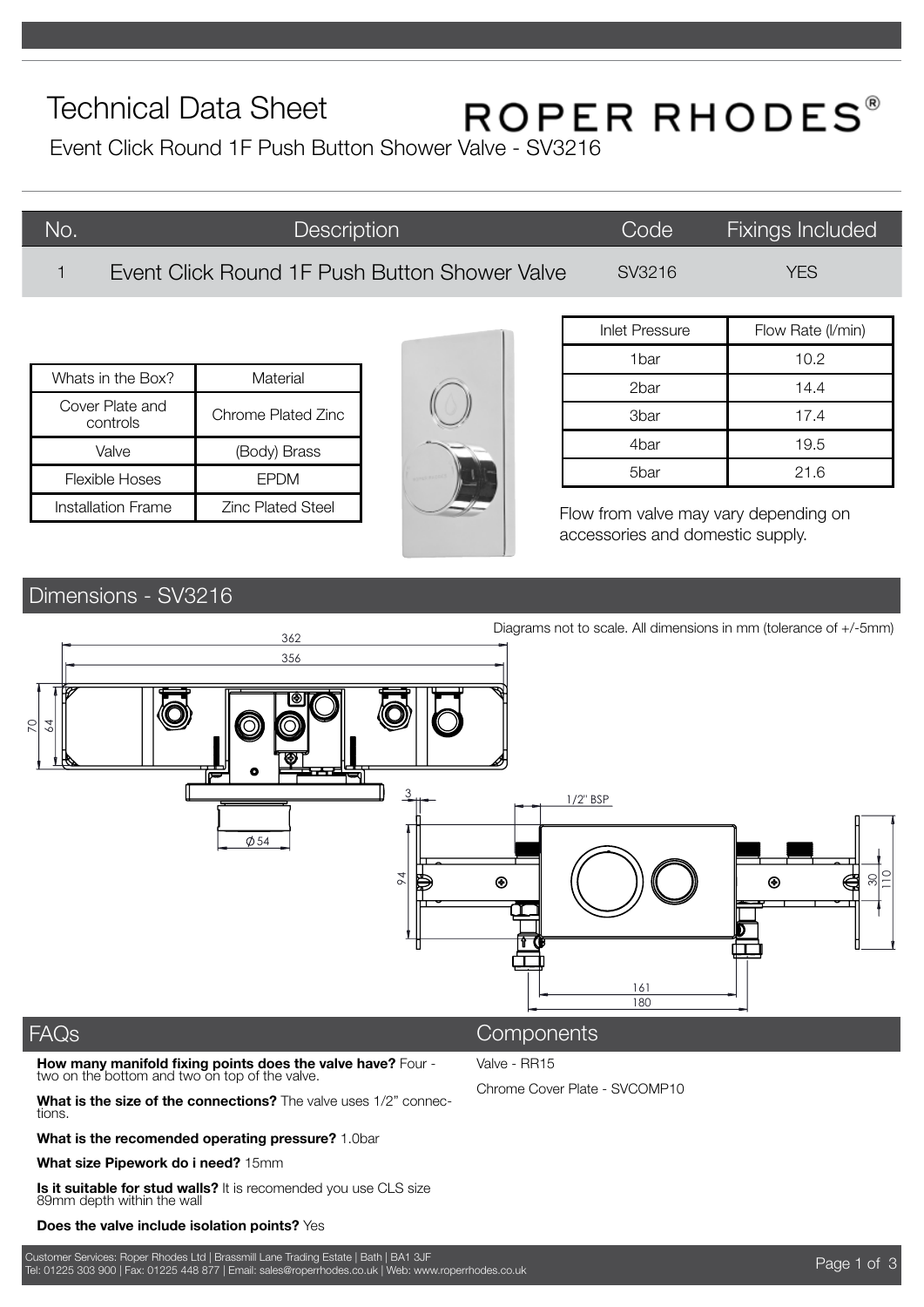# Technical Data Sheet

**ROPER RHODES®**

Event Click Round 1F Push Button Shower Valve - SV3216

| No. | Description | Code | Fixings Included |
|---|---|---|---|
| 1 | Event Click Round 1F Push Button Shower Valve | SV3216 | YES |

| Whats in the Box? | Material |
|---|---|
| Cover Plate and controls | Chrome Plated Zinc |
| Valve | (Body) Brass |
| Flexible Hoses | EPDM |
| Installation Frame | Zinc Plated Steel |

| Inlet Pressure | Flow Rate (l/min) |
|---|---|
| 1bar | 10.2 |
| 2bar | 14.4 |
| 3bar | 17.4 |
| 4bar | 19.5 |
| 5bar | 21.6 |

Flow from valve may vary depending on accessories and domestic supply.

## Dimensions - SV3216

Diagrams not to scale. All dimensions in mm (tolerance of +/-5mm)

## FAQs

**How many manifold fixing points does the valve have?** Four - two on the bottom and two on top of the valve.

**What is the size of the connections?** The valve uses 1/2" connections.

**What is the recomended operating pressure?** 1.0bar

**What size Pipework do i need?** 15mm

**Is it suitable for stud walls?** It is recomended you use CLS size 89mm depth within the wall

**Does the valve include isolation points?** Yes

## Components

Valve - RR15

Chrome Cover Plate - SVCOMP10

Customer Services: Roper Rhodes Ltd | Brassmill Lane Trading Estate | Bath | BA1 3JF
Tel: 01225 303 900 | Fax: 01225 448 877 | Email: sales@roperrhodes.co.uk | Web: www.roperrhodes.co.uk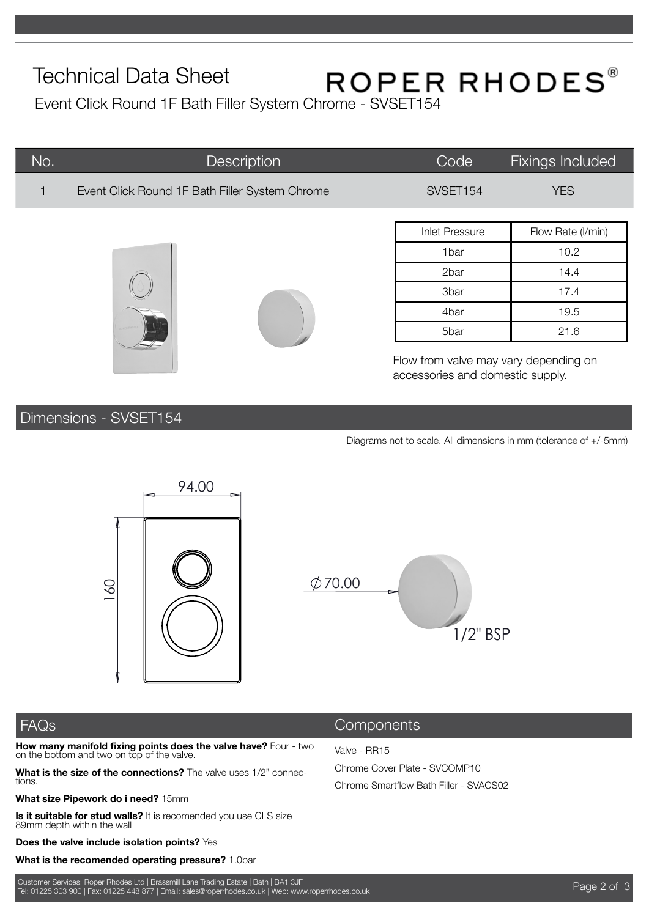# Technical Data Sheet

ROPER RHODES®

Event Click Round 1F Bath Filler System Chrome - SVSET154

| No. | Description | Code | Fixings Included |
|---|---|---|---|
| 1 | Event Click Round 1F Bath Filler System Chrome | SVSET154 | YES |

| Inlet Pressure | Flow Rate (l/min) |
|---|---|
| 1bar | 10.2 |
| 2bar | 14.4 |
| 3bar | 17.4 |
| 4bar | 19.5 |
| 5bar | 21.6 |

Flow from valve may vary depending on accessories and domestic supply.

## Dimensions - SVSET154

Diagrams not to scale. All dimensions in mm (tolerance of +/-5mm)

94.00

160

∅70.00

1/2" BSP

## FAQs

**How many manifold fixing points does the valve have?** Four - two on the bottom and two on top of the valve.

**What is the size of the connections?** The valve uses 1/2" connections.

**What size Pipework do i need?** 15mm

**Is it suitable for stud walls?** It is recomended you use CLS size 89mm depth within the wall

**Does the valve include isolation points?** Yes

**What is the recomended operating pressure?** 1.0bar

## Components

Valve - RR15

Chrome Cover Plate - SVCOMP10

Chrome Smartflow Bath Filler - SVACS02

Customer Services: Roper Rhodes Ltd | Brassmill Lane Trading Estate | Bath | BA1 3JF
Tel: 01225 303 900 | Fax: 01225 448 877 | Email: sales@roperrhodes.co.uk | Web: www.roperrhodes.co.uk